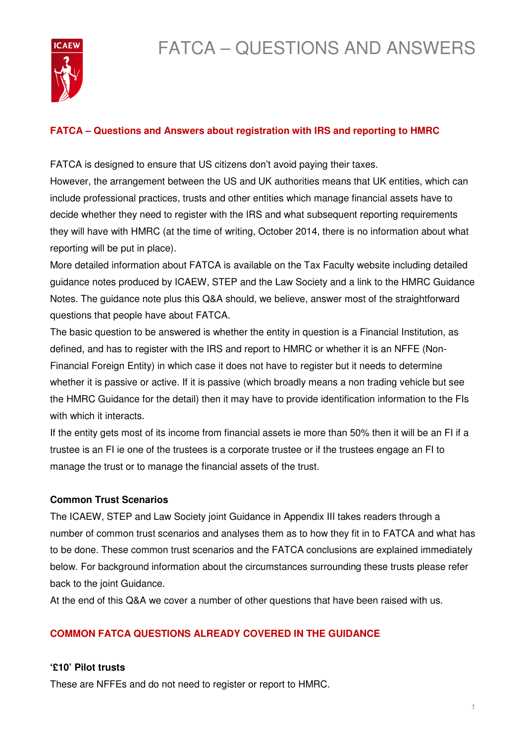# FATCA – QUESTIONS AND ANSWERS

## FATCA – Questions and Answers about registration with IRS and reporting to HMRC

FATCA is designed to ensure that US citizens don't avoid paying their taxes.

However, the arrangement between the US and UK authorities means that UK entities, which can include professional practices, trusts and other entities which manage financial assets have to decide whether they need to register with the IRS and what subsequent reporting requirements they will have with HMRC (at the time of writing, October 2014, there is no information about what reporting will be put in place).

More detailed information about FATCA is available on the Tax Faculty website including detailed guidance notes produced by ICAEW, STEP and the Law Society and a link to the HMRC Guidance Notes. The guidance note plus this Q&A should, we believe, answer most of the straightforward questions that people have about FATCA.

The basic question to be answered is whether the entity in question is a Financial Institution, as defined, and has to register with the IRS and report to HMRC or whether it is an NFFE (Non-Financial Foreign Entity) in which case it does not have to register but it needs to determine whether it is passive or active. If it is passive (which broadly means a non trading vehicle but see the HMRC Guidance for the detail) then it may have to provide identification information to the FIs with which it interacts.

If the entity gets most of its income from financial assets ie more than 50% then it will be an FI if a trustee is an FI ie one of the trustees is a corporate trustee or if the trustees engage an FI to manage the trust or to manage the financial assets of the trust.

### Common Trust Scenarios

The ICAEW, STEP and Law Society joint Guidance in Appendix III takes readers through a number of common trust scenarios and analyses them as to how they fit in to FATCA and what has to be done. These common trust scenarios and the FATCA conclusions are explained immediately below. For background information about the circumstances surrounding these trusts please refer back to the joint Guidance.

At the end of this Q&A we cover a number of other questions that have been raised with us.

## COMMON FATCA QUESTIONS ALREADY COVERED IN THE GUIDANCE

### '£10' Pilot trusts

These are NFFEs and do not need to register or report to HMRC.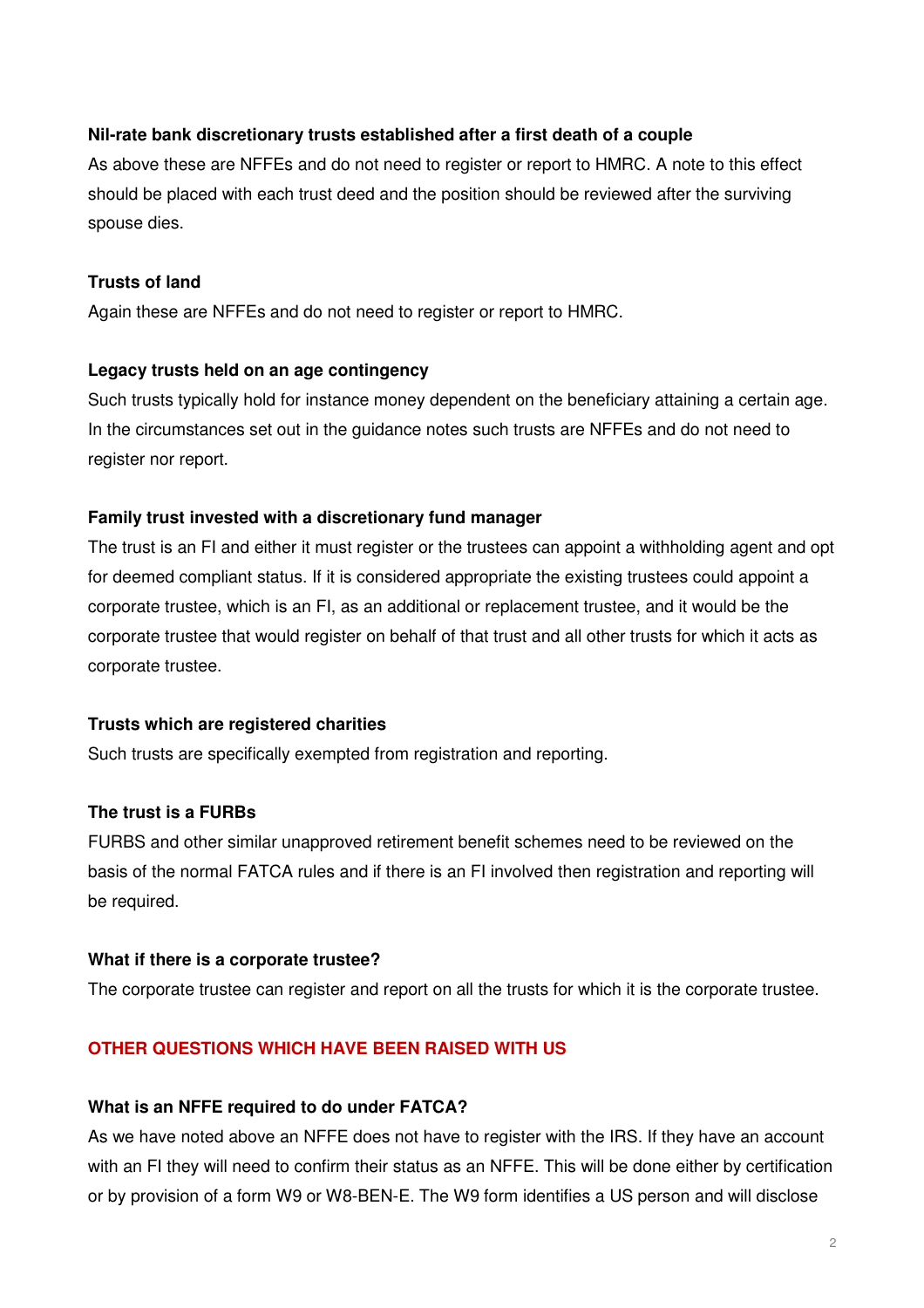**Nil-rate bank discretionary trusts established after a first death of a couple**

As above these are NFFEs and do not need to register or report to HMRC. A note to this effect should be placed with each trust deed and the position should be reviewed after the surviving spouse dies.

**Trusts of land**

Again these are NFFEs and do not need to register or report to HMRC.

**Legacy trusts held on an age contingency**

Such trusts typically hold for instance money dependent on the beneficiary attaining a certain age. In the circumstances set out in the guidance notes such trusts are NFFEs and do not need to register nor report.

**Family trust invested with a discretionary fund manager**

The trust is an FI and either it must register or the trustees can appoint a withholding agent and opt for deemed compliant status. If it is considered appropriate the existing trustees could appoint a corporate trustee, which is an FI, as an additional or replacement trustee, and it would be the corporate trustee that would register on behalf of that trust and all other trusts for which it acts as corporate trustee.

**Trusts which are registered charities**

Such trusts are specifically exempted from registration and reporting.

**The trust is a FURBs**

FURBS and other similar unapproved retirement benefit schemes need to be reviewed on the basis of the normal FATCA rules and if there is an FI involved then registration and reporting will be required.

**What if there is a corporate trustee?**

The corporate trustee can register and report on all the trusts for which it is the corporate trustee.

## OTHER QUESTIONS WHICH HAVE BEEN RAISED WITH US

**What is an NFFE required to do under FATCA?**

As we have noted above an NFFE does not have to register with the IRS. If they have an account with an FI they will need to confirm their status as an NFFE. This will be done either by certification or by provision of a form W9 or W8-BEN-E. The W9 form identifies a US person and will disclose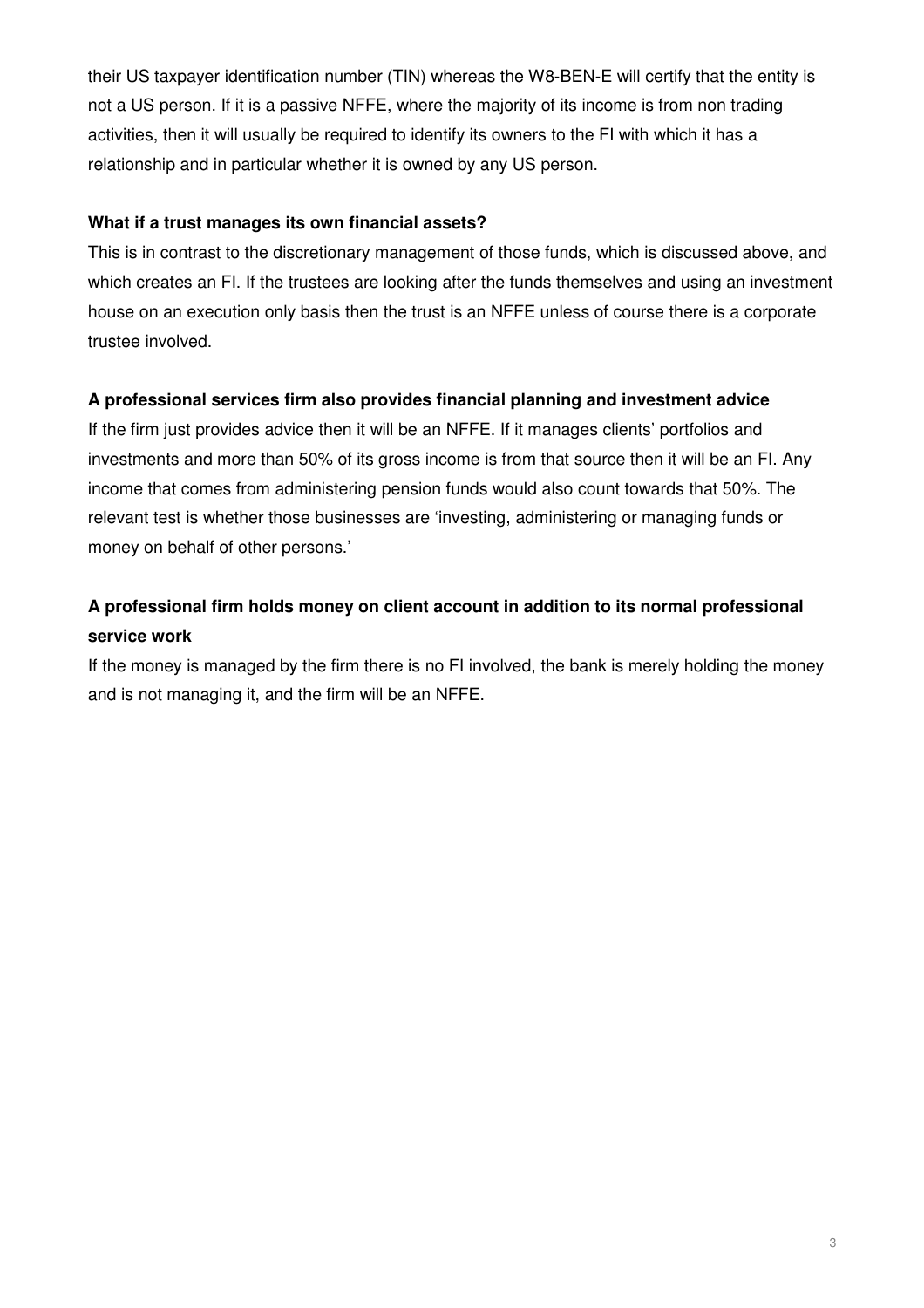their US taxpayer identification number (TIN) whereas the W8-BEN-E will certify that the entity is not a US person. If it is a passive NFFE, where the majority of its income is from non trading activities, then it will usually be required to identify its owners to the FI with which it has a relationship and in particular whether it is owned by any US person.

**What if a trust manages its own financial assets?**

This is in contrast to the discretionary management of those funds, which is discussed above, and which creates an FI. If the trustees are looking after the funds themselves and using an investment house on an execution only basis then the trust is an NFFE unless of course there is a corporate trustee involved.

**A professional services firm also provides financial planning and investment advice**

If the firm just provides advice then it will be an NFFE. If it manages clients' portfolios and investments and more than 50% of its gross income is from that source then it will be an FI. Any income that comes from administering pension funds would also count towards that 50%. The relevant test is whether those businesses are 'investing, administering or managing funds or money on behalf of other persons.'

**A professional firm holds money on client account in addition to its normal professional service work**

If the money is managed by the firm there is no FI involved, the bank is merely holding the money and is not managing it, and the firm will be an NFFE.